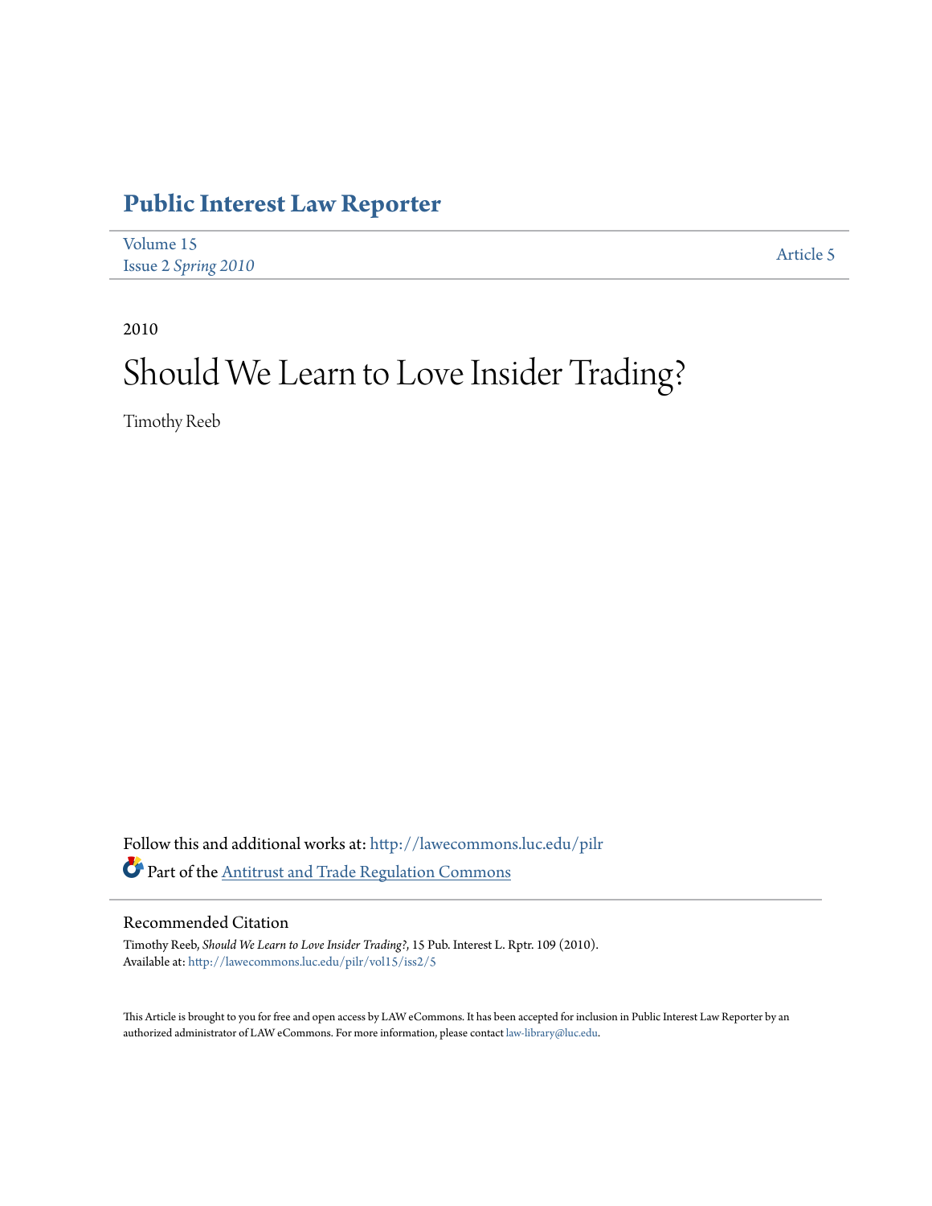# Public Interest Law Reporter

Volume 15
Issue 2 *Spring 2010*

Article 5

2010

## Should We Learn to Love Insider Trading?

Timothy Reeb

Follow this and additional works at: http://lawecommons.luc.edu/pilr

Part of the Antitrust and Trade Regulation Commons

### Recommended Citation

Timothy Reeb, *Should We Learn to Love Insider Trading?*, 15 Pub. Interest L. Rptr. 109 (2010).
Available at: http://lawecommons.luc.edu/pilr/vol15/iss2/5

This Article is brought to you for free and open access by LAW eCommons. It has been accepted for inclusion in Public Interest Law Reporter by an authorized administrator of LAW eCommons. For more information, please contact law-library@luc.edu.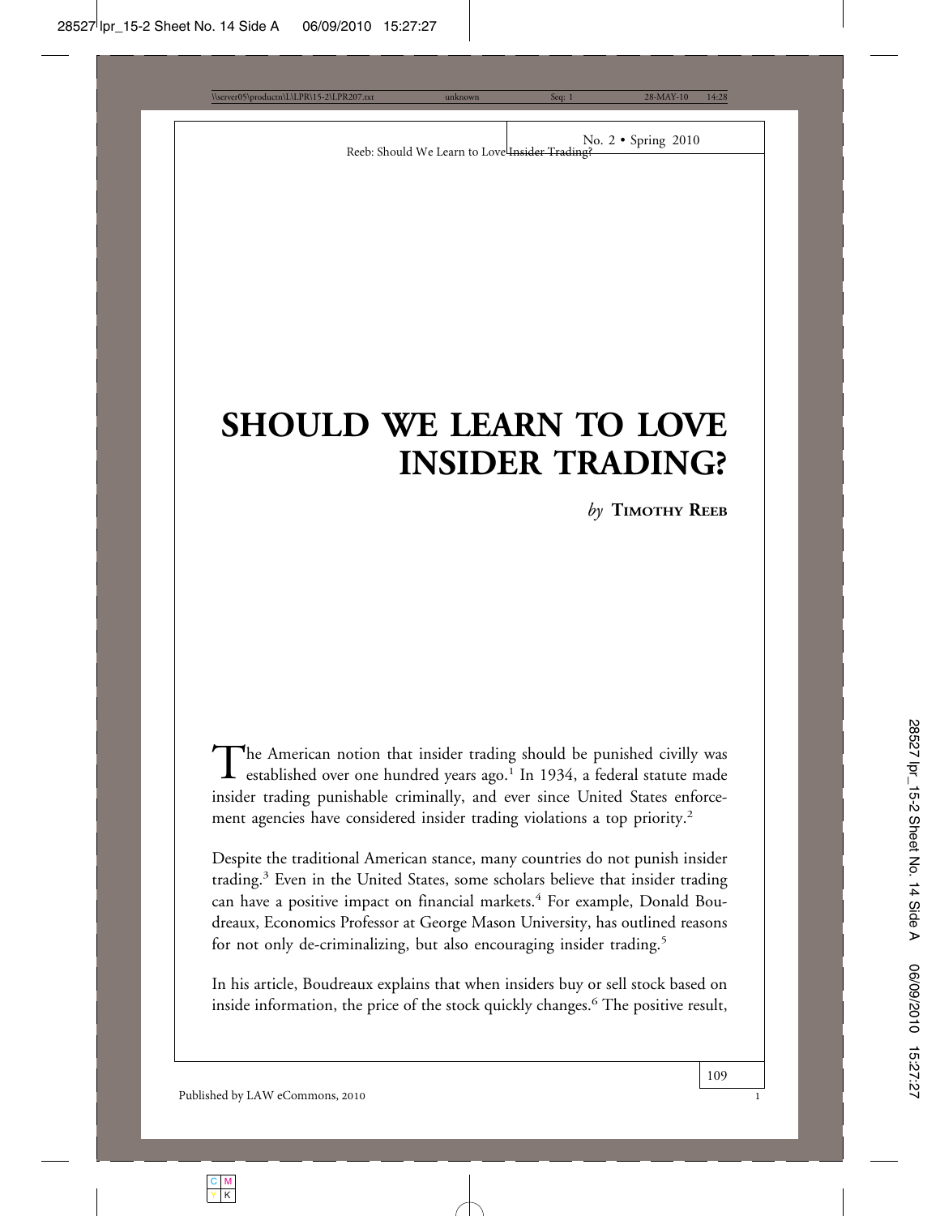# SHOULD WE LEARN TO LOVE INSIDER TRADING?

*by* **TIMOTHY REEB**

The American notion that insider trading should be punished civilly was established over one hundred years ago.[1] In 1934, a federal statute made insider trading punishable criminally, and ever since United States enforcement agencies have considered insider trading violations a top priority.[2]

Despite the traditional American stance, many countries do not punish insider trading.[3] Even in the United States, some scholars believe that insider trading can have a positive impact on financial markets.[4] For example, Donald Boudreaux, Economics Professor at George Mason University, has outlined reasons for not only de-criminalizing, but also encouraging insider trading.[5]

In his article, Boudreaux explains that when insiders buy or sell stock based on inside information, the price of the stock quickly changes.[6] The positive result,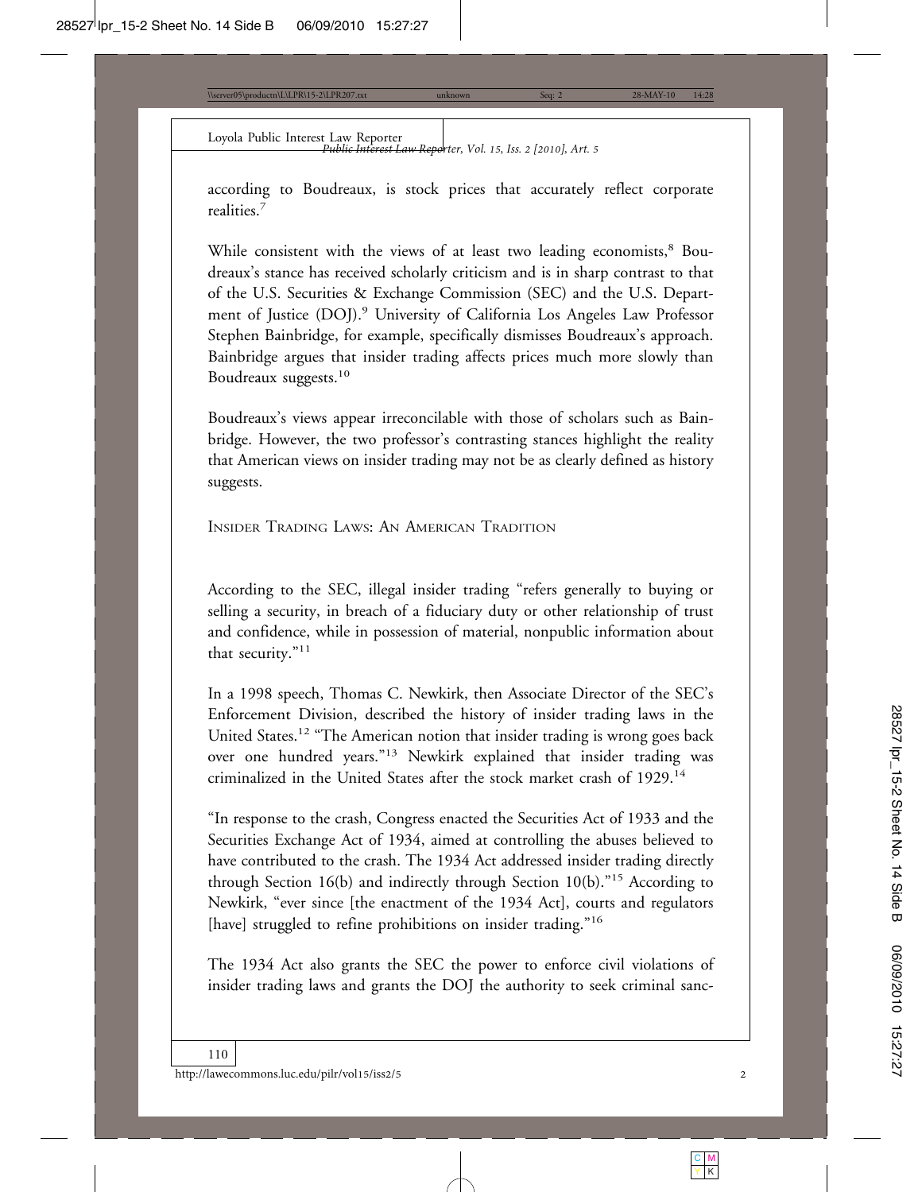according to Boudreaux, is stock prices that accurately reflect corporate realities.[7]

While consistent with the views of at least two leading economists,[8] Boudreaux's stance has received scholarly criticism and is in sharp contrast to that of the U.S. Securities & Exchange Commission (SEC) and the U.S. Department of Justice (DOJ).[9] University of California Los Angeles Law Professor Stephen Bainbridge, for example, specifically dismisses Boudreaux's approach. Bainbridge argues that insider trading affects prices much more slowly than Boudreaux suggests.[10]

Boudreaux's views appear irreconcilable with those of scholars such as Bainbridge. However, the two professor's contrasting stances highlight the reality that American views on insider trading may not be as clearly defined as history suggests.

## Insider Trading Laws: An American Tradition

According to the SEC, illegal insider trading "refers generally to buying or selling a security, in breach of a fiduciary duty or other relationship of trust and confidence, while in possession of material, nonpublic information about that security."[11]

In a 1998 speech, Thomas C. Newkirk, then Associate Director of the SEC's Enforcement Division, described the history of insider trading laws in the United States.[12] "The American notion that insider trading is wrong goes back over one hundred years."[13] Newkirk explained that insider trading was criminalized in the United States after the stock market crash of 1929.[14]

"In response to the crash, Congress enacted the Securities Act of 1933 and the Securities Exchange Act of 1934, aimed at controlling the abuses believed to have contributed to the crash. The 1934 Act addressed insider trading directly through Section 16(b) and indirectly through Section 10(b)."[15] According to Newkirk, "ever since [the enactment of the 1934 Act], courts and regulators [have] struggled to refine prohibitions on insider trading."[16]

The 1934 Act also grants the SEC the power to enforce civil violations of insider trading laws and grants the DOJ the authority to seek criminal sanc-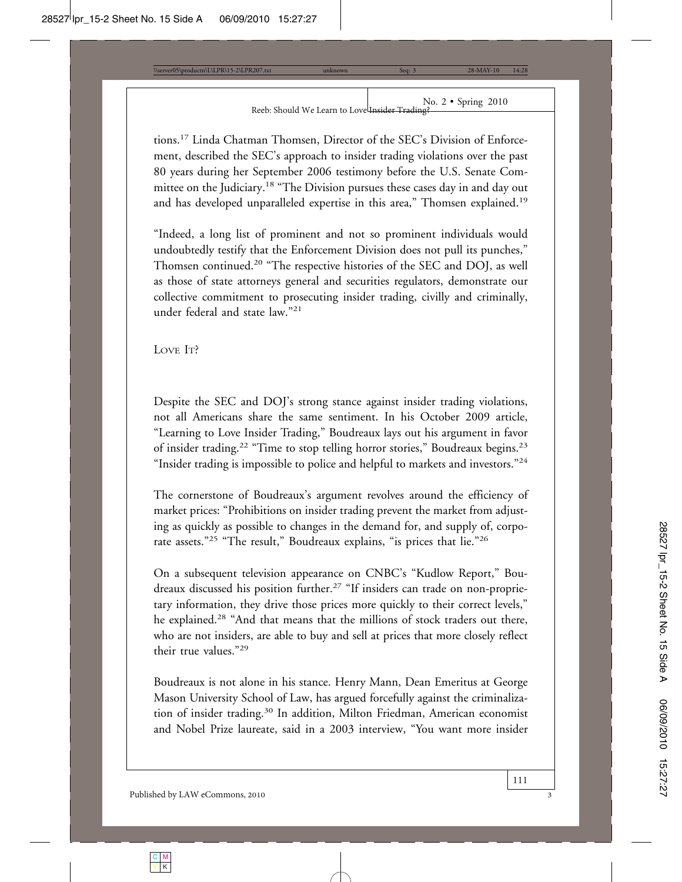tions.[17] Linda Chatman Thomsen, Director of the SEC's Division of Enforcement, described the SEC's approach to insider trading violations over the past 80 years during her September 2006 testimony before the U.S. Senate Committee on the Judiciary.[18] "The Division pursues these cases day in and day out and has developed unparalleled expertise in this area," Thomsen explained.[19]

"Indeed, a long list of prominent and not so prominent individuals would undoubtedly testify that the Enforcement Division does not pull its punches," Thomsen continued.[20] "The respective histories of the SEC and DOJ, as well as those of state attorneys general and securities regulators, demonstrate our collective commitment to prosecuting insider trading, civilly and criminally, under federal and state law."[21]

## Love It?

Despite the SEC and DOJ's strong stance against insider trading violations, not all Americans share the same sentiment. In his October 2009 article, "Learning to Love Insider Trading," Boudreaux lays out his argument in favor of insider trading.[22] "Time to stop telling horror stories," Boudreaux begins.[23] "Insider trading is impossible to police and helpful to markets and investors."[24]

The cornerstone of Boudreaux's argument revolves around the efficiency of market prices: "Prohibitions on insider trading prevent the market from adjusting as quickly as possible to changes in the demand for, and supply of, corporate assets."[25] "The result," Boudreaux explains, "is prices that lie."[26]

On a subsequent television appearance on CNBC's "Kudlow Report," Boudreaux discussed his position further.[27] "If insiders can trade on non-proprietary information, they drive those prices more quickly to their correct levels," he explained.[28] "And that means that the millions of stock traders out there, who are not insiders, are able to buy and sell at prices that more closely reflect their true values."[29]

Boudreaux is not alone in his stance. Henry Mann, Dean Emeritus at George Mason University School of Law, has argued forcefully against the criminalization of insider trading.[30] In addition, Milton Friedman, American economist and Nobel Prize laureate, said in a 2003 interview, "You want more insider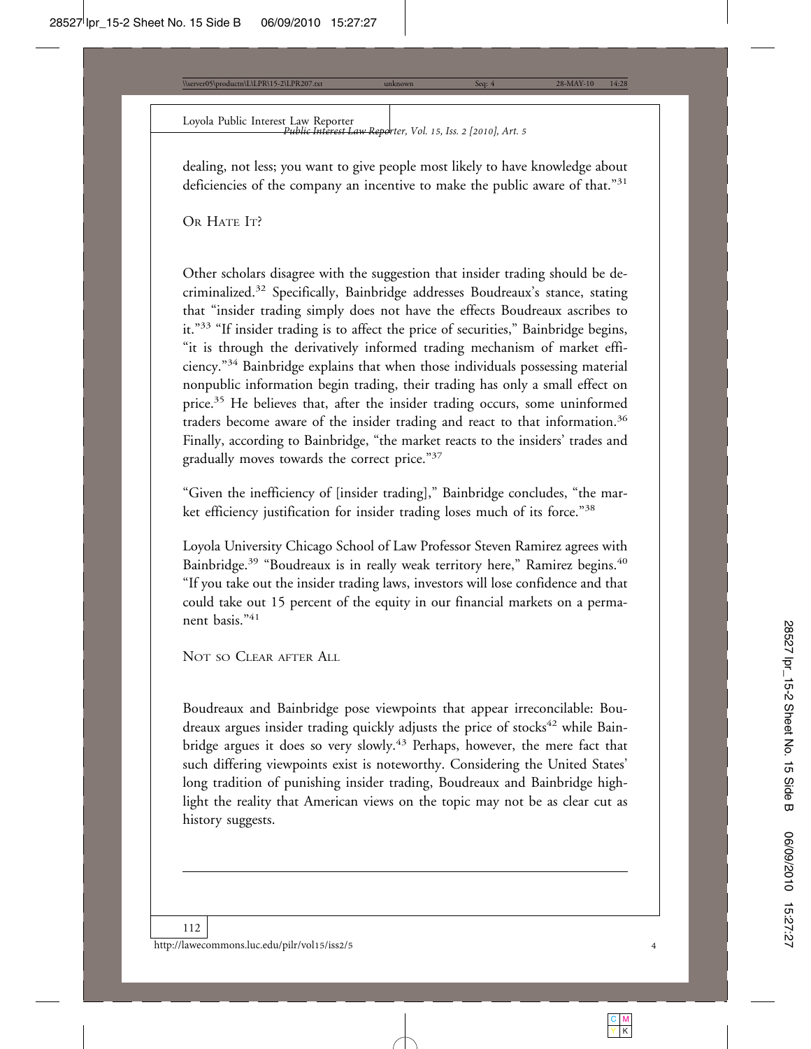dealing, not less; you want to give people most likely to have knowledge about deficiencies of the company an incentive to make the public aware of that."[31]

## Or Hate It?

Other scholars disagree with the suggestion that insider trading should be decriminalized.[32] Specifically, Bainbridge addresses Boudreaux's stance, stating that "insider trading simply does not have the effects Boudreaux ascribes to it."[33] "If insider trading is to affect the price of securities," Bainbridge begins, "it is through the derivatively informed trading mechanism of market efficiency."[34] Bainbridge explains that when those individuals possessing material nonpublic information begin trading, their trading has only a small effect on price.[35] He believes that, after the insider trading occurs, some uninformed traders become aware of the insider trading and react to that information.[36] Finally, according to Bainbridge, "the market reacts to the insiders' trades and gradually moves towards the correct price."[37]

"Given the inefficiency of [insider trading]," Bainbridge concludes, "the market efficiency justification for insider trading loses much of its force."[38]

Loyola University Chicago School of Law Professor Steven Ramirez agrees with Bainbridge.[39] "Boudreaux is in really weak territory here," Ramirez begins.[40] "If you take out the insider trading laws, investors will lose confidence and that could take out 15 percent of the equity in our financial markets on a permanent basis."[41]

## Not so Clear after All

Boudreaux and Bainbridge pose viewpoints that appear irreconcilable: Boudreaux argues insider trading quickly adjusts the price of stocks[42] while Bainbridge argues it does so very slowly.[43] Perhaps, however, the mere fact that such differing viewpoints exist is noteworthy. Considering the United States' long tradition of punishing insider trading, Boudreaux and Bainbridge highlight the reality that American views on the topic may not be as clear cut as history suggests.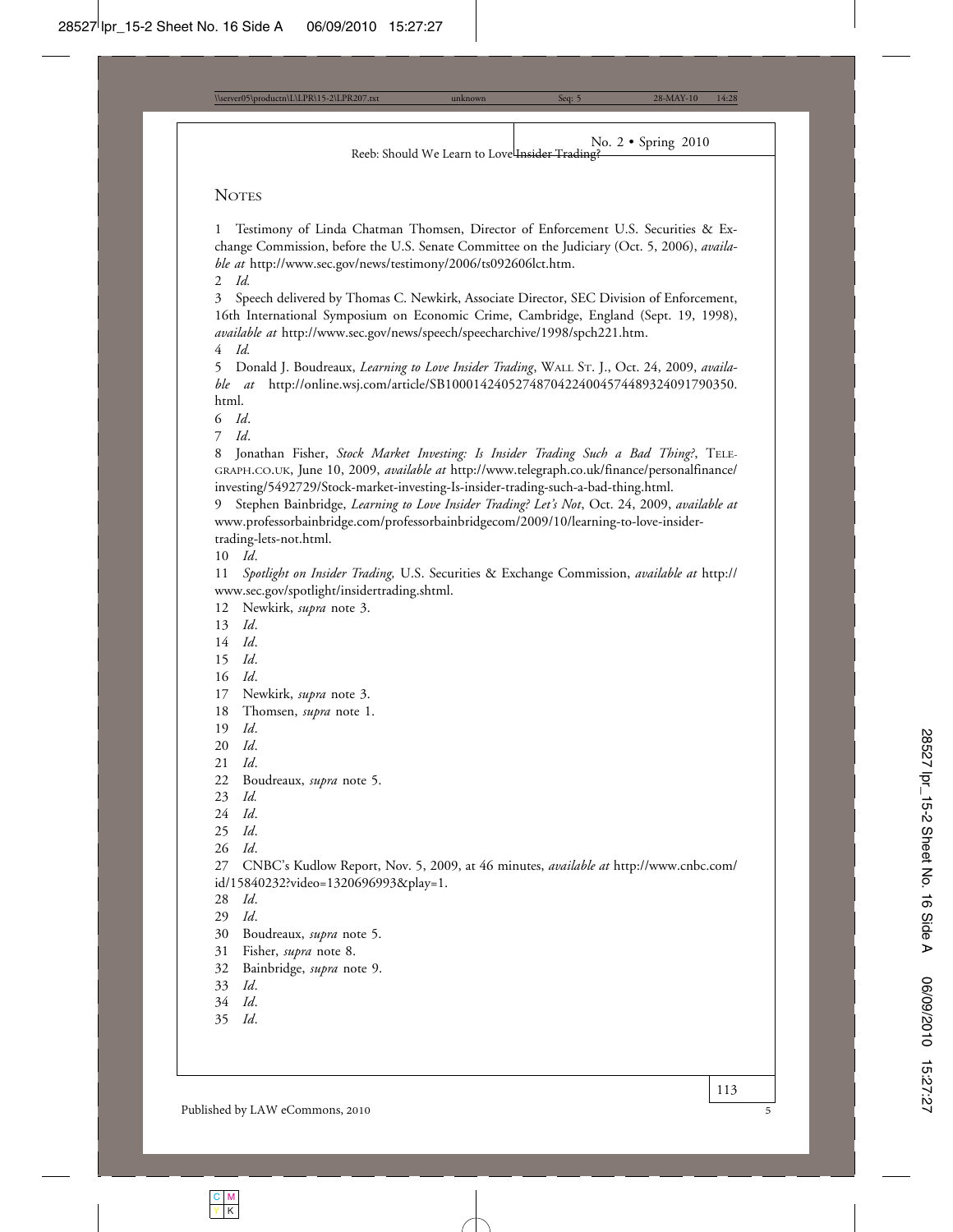## Notes

1 Testimony of Linda Chatman Thomsen, Director of Enforcement U.S. Securities & Exchange Commission, before the U.S. Senate Committee on the Judiciary (Oct. 5, 2006), *available at* http://www.sec.gov/news/testimony/2006/ts092606lct.htm.

2 *Id.*

3 Speech delivered by Thomas C. Newkirk, Associate Director, SEC Division of Enforcement, 16th International Symposium on Economic Crime, Cambridge, England (Sept. 19, 1998), *available at* http://www.sec.gov/news/speech/speecharchive/1998/spch221.htm.

4 *Id.*

5 Donald J. Boudreaux, *Learning to Love Insider Trading*, Wall St. J., Oct. 24, 2009, *available at* http://online.wsj.com/article/SB10001424052748704224004574489324091790350.html.

6 *Id*.

7 *Id*.

8 Jonathan Fisher, *Stock Market Investing: Is Insider Trading Such a Bad Thing?*, Telegraph.co.uk, June 10, 2009, *available at* http://www.telegraph.co.uk/finance/personalfinance/investing/5492729/Stock-market-investing-Is-insider-trading-such-a-bad-thing.html.

9 Stephen Bainbridge, *Learning to Love Insider Trading? Let's Not*, Oct. 24, 2009, *available at* www.professorbainbridge.com/professorbainbridgecom/2009/10/learning-to-love-insider-trading-lets-not.html.

10 *Id*.

11 *Spotlight on Insider Trading,* U.S. Securities & Exchange Commission, *available at* http://www.sec.gov/spotlight/insidertrading.shtml.

12 Newkirk, *supra* note 3.

13 *Id*.

14 *Id*.

15 *Id*.

16 *Id*.

17 Newkirk, *supra* note 3.

18 Thomsen, *supra* note 1.

19 *Id*.

20 *Id*.

21 *Id*.

22 Boudreaux, *supra* note 5.

23 *Id.*

24 *Id*.

25 *Id*.

26 *Id*.

27 CNBC's Kudlow Report, Nov. 5, 2009, at 46 minutes, *available at* http://www.cnbc.com/id/15840232?video=1320696993&play=1.

28 *Id*.

29 *Id*.

30 Boudreaux, *supra* note 5.

31 Fisher, *supra* note 8.

32 Bainbridge, *supra* note 9.

33 *Id*.

34 *Id*.

35 *Id*.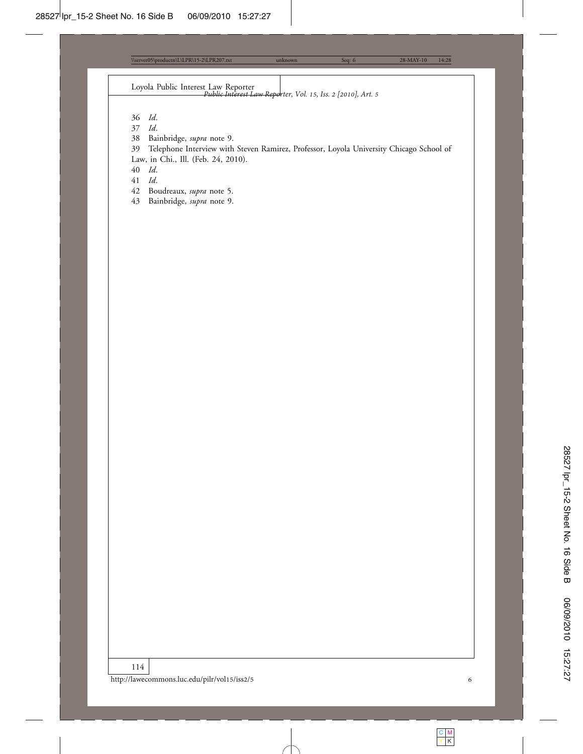36 *Id*.

37 *Id*.

38 Bainbridge, *supra* note 9.

39 Telephone Interview with Steven Ramirez, Professor, Loyola University Chicago School of Law, in Chi., Ill. (Feb. 24, 2010).

40 *Id*.

41 *Id*.

42 Boudreaux, *supra* note 5.

43 Bainbridge, *supra* note 9.